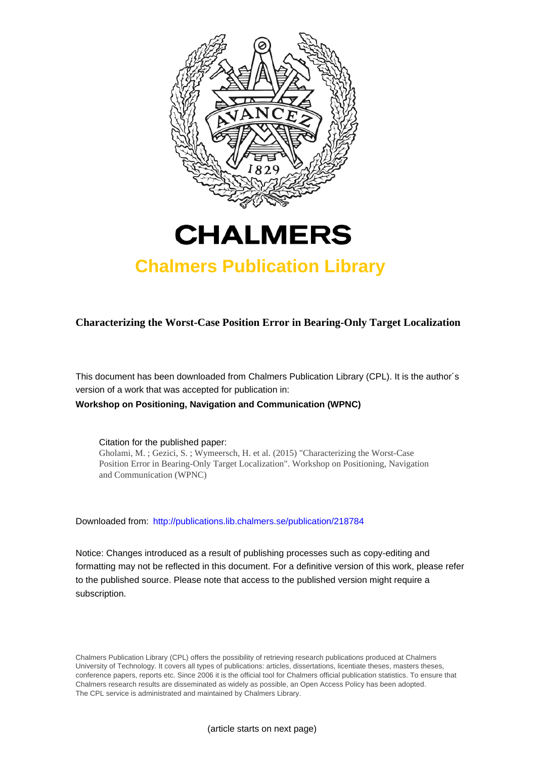# CHALMERS

## Chalmers Publication Library

**Characterizing the Worst-Case Position Error in Bearing-Only Target Localization**

This document has been downloaded from Chalmers Publication Library (CPL). It is the author´s version of a work that was accepted for publication in:

**Workshop on Positioning, Navigation and Communication (WPNC)**

Citation for the published paper:
Gholami, M. ; Gezici, S. ; Wymeersch, H. et al. (2015) "Characterizing the Worst-Case Position Error in Bearing-Only Target Localization". Workshop on Positioning, Navigation and Communication (WPNC)

Downloaded from: http://publications.lib.chalmers.se/publication/218784

Notice: Changes introduced as a result of publishing processes such as copy-editing and formatting may not be reflected in this document. For a definitive version of this work, please refer to the published source. Please note that access to the published version might require a subscription.

Chalmers Publication Library (CPL) offers the possibility of retrieving research publications produced at Chalmers University of Technology. It covers all types of publications: articles, dissertations, licentiate theses, masters theses, conference papers, reports etc. Since 2006 it is the official tool for Chalmers official publication statistics. To ensure that Chalmers research results are disseminated as widely as possible, an Open Access Policy has been adopted. The CPL service is administrated and maintained by Chalmers Library.

(article starts on next page)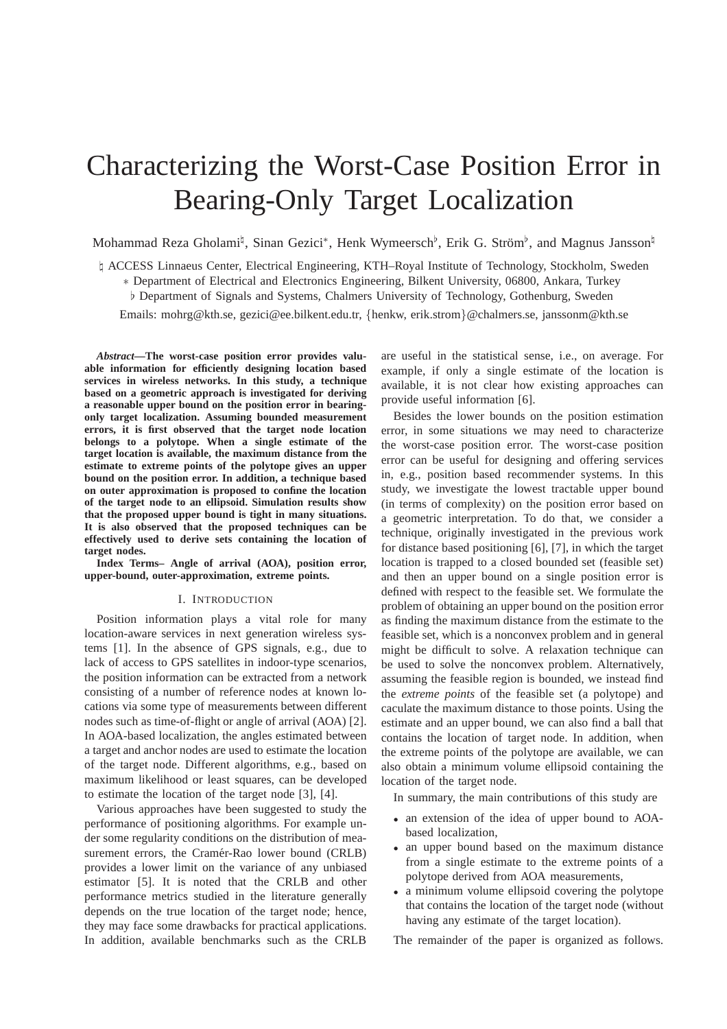# Characterizing the Worst-Case Position Error in Bearing-Only Target Localization

Mohammad Reza Gholami♮, Sinan Gezici∗, Henk Wymeersch♭, Erik G. Ström♭, and Magnus Jansson♮

♮ ACCESS Linnaeus Center, Electrical Engineering, KTH–Royal Institute of Technology, Stockholm, Sweden

∗ Department of Electrical and Electronics Engineering, Bilkent University, 06800, Ankara, Turkey

♭ Department of Signals and Systems, Chalmers University of Technology, Gothenburg, Sweden

Emails: mohrg@kth.se, gezici@ee.bilkent.edu.tr, {henkw, erik.strom}@chalmers.se, janssonm@kth.se

***Abstract*—The worst-case position error provides valuable information for efficiently designing location based services in wireless networks. In this study, a technique based on a geometric approach is investigated for deriving a reasonable upper bound on the position error in bearing-only target localization. Assuming bounded measurement errors, it is first observed that the target node location belongs to a polytope. When a single estimate of the target location is available, the maximum distance from the estimate to extreme points of the polytope gives an upper bound on the position error. In addition, a technique based on outer approximation is proposed to confine the location of the target node to an ellipsoid. Simulation results show that the proposed upper bound is tight in many situations. It is also observed that the proposed techniques can be effectively used to derive sets containing the location of target nodes.**

**Index Terms– Angle of arrival (AOA), position error, upper-bound, outer-approximation, extreme points.**

## I. Introduction

Position information plays a vital role for many location-aware services in next generation wireless systems [1]. In the absence of GPS signals, e.g., due to lack of access to GPS satellites in indoor-type scenarios, the position information can be extracted from a network consisting of a number of reference nodes at known locations via some type of measurements between different nodes such as time-of-flight or angle of arrival (AOA) [2]. In AOA-based localization, the angles estimated between a target and anchor nodes are used to estimate the location of the target node. Different algorithms, e.g., based on maximum likelihood or least squares, can be developed to estimate the location of the target node [3], [4].

Various approaches have been suggested to study the performance of positioning algorithms. For example under some regularity conditions on the distribution of measurement errors, the Cramér-Rao lower bound (CRLB) provides a lower limit on the variance of any unbiased estimator [5]. It is noted that the CRLB and other performance metrics studied in the literature generally depends on the true location of the target node; hence, they may face some drawbacks for practical applications. In addition, available benchmarks such as the CRLB are useful in the statistical sense, i.e., on average. For example, if only a single estimate of the location is available, it is not clear how existing approaches can provide useful information [6].

Besides the lower bounds on the position estimation error, in some situations we may need to characterize the worst-case position error. The worst-case position error can be useful for designing and offering services in, e.g., position based recommender systems. In this study, we investigate the lowest tractable upper bound (in terms of complexity) on the position error based on a geometric interpretation. To do that, we consider a technique, originally investigated in the previous work for distance based positioning [6], [7], in which the target location is trapped to a closed bounded set (feasible set) and then an upper bound on a single position error is defined with respect to the feasible set. We formulate the problem of obtaining an upper bound on the position error as finding the maximum distance from the estimate to the feasible set, which is a nonconvex problem and in general might be difficult to solve. A relaxation technique can be used to solve the nonconvex problem. Alternatively, assuming the feasible region is bounded, we instead find the *extreme points* of the feasible set (a polytope) and caculate the maximum distance to those points. Using the estimate and an upper bound, we can also find a ball that contains the location of target node. In addition, when the extreme points of the polytope are available, we can also obtain a minimum volume ellipsoid containing the location of the target node.

In summary, the main contributions of this study are

- an extension of the idea of upper bound to AOA-based localization,
- an upper bound based on the maximum distance from a single estimate to the extreme points of a polytope derived from AOA measurements,
- a minimum volume ellipsoid covering the polytope that contains the location of the target node (without having any estimate of the target location).

The remainder of the paper is organized as follows.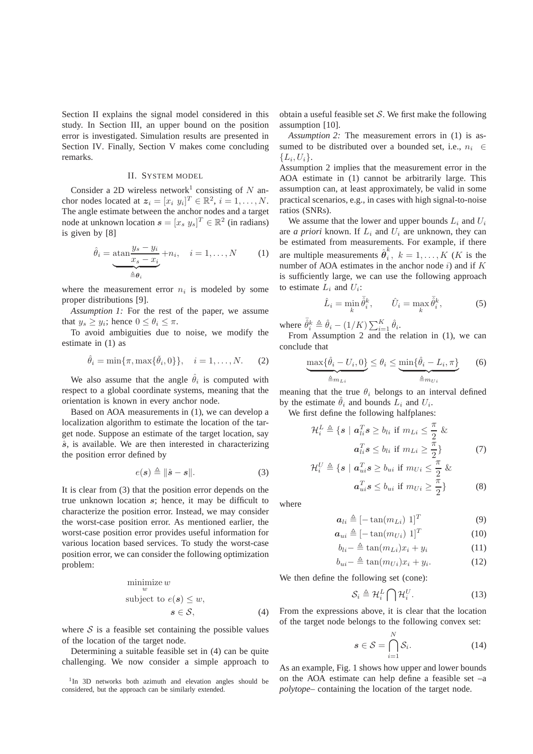Section II explains the signal model considered in this study. In Section III, an upper bound on the position error is investigated. Simulation results are presented in Section IV. Finally, Section V makes come concluding remarks.

## II. System model

Consider a 2D wireless network[1] consisting of $N$ anchor nodes located at $\boldsymbol{z}_i = [x_i \ y_i]^T \in \mathbb{R}^2$, $i = 1, \ldots, N$. The angle estimate between the anchor nodes and a target node at unknown location $\boldsymbol{s} = [x_s \ y_s]^T \in \mathbb{R}^2$ (in radians) is given by [8]

$$\hat{\theta}_i = \underbrace{\operatorname{atan}\frac{y_s - y_i}{x_s - x_i}}_{\triangleq \boldsymbol{\theta}_i} + n_i, \quad i = 1, \ldots, N \tag{1}$$

where the measurement error $n_i$ is modeled by some proper distributions [9].

*Assumption 1:* For the rest of the paper, we assume that $y_s \geq y_i$; hence $0 \leq \theta_i \leq \pi$.

To avoid ambiguities due to noise, we modify the estimate in (1) as

$$\hat{\theta}_i = \min\{\pi, \max\{\check{\theta}_i, 0\}\}, \quad i = 1, \ldots, N. \tag{2}$$

We also assume that the angle $\hat{\theta}_i$ is computed with respect to a global coordinate systems, meaning that the orientation is known in every anchor node.

Based on AOA measurements in (1), we can develop a localization algorithm to estimate the location of the target node. Suppose an estimate of the target location, say $\hat{s}$, is available. We are then interested in characterizing the position error defined by

$$e(\boldsymbol{s}) \triangleq \|\hat{\boldsymbol{s}} - \boldsymbol{s}\|. \tag{3}$$

It is clear from (3) that the position error depends on the true unknown location $\boldsymbol{s}$; hence, it may be difficult to characterize the position error. Instead, we may consider the worst-case position error. As mentioned earlier, the worst-case position error provides useful information for various location based services. To study the worst-case position error, we can consider the following optimization problem:

$$\begin{aligned} &\underset{w}{\text{minimize}}\, w \\ &\text{subject to } e(\boldsymbol{s}) \leq w, \\ &\qquad\qquad \boldsymbol{s} \in \mathcal{S}, \end{aligned} \tag{4}$$

where $\mathcal{S}$ is a feasible set containing the possible values of the location of the target node.

Determining a suitable feasible set in (4) can be quite challenging. We now consider a simple approach to obtain a useful feasible set $\mathcal{S}$. We first make the following assumption [10].

*Assumption 2:* The measurement errors in (1) is assumed to be distributed over a bounded set, i.e., $n_i \in \{L_i, U_i\}$.

Assumption 2 implies that the measurement error in the AOA estimate in (1) cannot be arbitrarily large. This assumption can, at least approximately, be valid in some practical scenarios, e.g., in cases with high signal-to-noise ratios (SNRs).

We assume that the lower and upper bounds $L_i$ and $U_i$ are *a priori* known. If $L_i$ and $U_i$ are unknown, they can be estimated from measurements. For example, if there are multiple measurements $\hat{\boldsymbol{\theta}}_i^k$, $k = 1, \ldots, K$ ($K$ is the number of AOA estimates in the anchor node $i$) and if $K$ is sufficiently large, we can use the following approach to estimate $L_i$ and $U_i$:

$$\hat{L}_i = \min_k \bar{\hat{\theta}}_i^k, \qquad \hat{U}_i = \max_k \bar{\hat{\theta}}_i^k, \tag{5}$$

where $\bar{\hat{\theta}}_i^k \triangleq \hat{\theta}_i - (1/K)\sum_{i=1}^K \hat{\theta}_i$.

From Assumption 2 and the relation in (1), we can conclude that

$$\underbrace{\max\{\hat{\theta}_i - U_i, 0\}}_{\triangleq m_{Li}} \leq \theta_i \leq \underbrace{\min\{\hat{\theta}_i - L_i, \pi\}}_{\triangleq m_{Ui}} \tag{6}$$

meaning that the true $\theta_i$ belongs to an interval defined by the estimate $\hat{\theta}_i$ and bounds $L_i$ and $U_i$.

We first define the following halfplanes:

$$\begin{aligned} \mathcal{H}_i^L &\triangleq \{\boldsymbol{s} \mid \boldsymbol{a}_{li}^T \boldsymbol{s} \geq b_{li} \text{ if } m_{Li} \leq \frac{\pi}{2} \ \& \\ &\qquad \boldsymbol{a}_{li}^T \boldsymbol{s} \leq b_{li} \text{ if } m_{Li} \geq \frac{\pi}{2}\} \end{aligned} \tag{7}$$

$$\begin{aligned} \mathcal{H}_i^U &\triangleq \{\boldsymbol{s} \mid \boldsymbol{a}_{ui}^T \boldsymbol{s} \geq b_{ui} \text{ if } m_{Ui} \leq \frac{\pi}{2} \ \& \\ &\qquad \boldsymbol{a}_{ui}^T \boldsymbol{s} \leq b_{ui} \text{ if } m_{Ui} \geq \frac{\pi}{2}\} \end{aligned} \tag{8}$$

where

$$\boldsymbol{a}_{li} \triangleq [-\tan(m_{Li}) \ 1]^T \tag{9}$$

$$\boldsymbol{a}_{ui} \triangleq [-\tan(m_{Ui}) \ 1]^T \tag{10}$$

$$b_{li} - \triangleq \tan(m_{Li})x_i + y_i \tag{11}$$

$$b_{ui} - \triangleq \tan(m_{Ui})x_i + y_i. \tag{12}$$

We then define the following set (cone):

$$\mathcal{S}_i \triangleq \mathcal{H}_i^L \bigcap \mathcal{H}_i^U. \tag{13}$$

From the expressions above, it is clear that the location of the target node belongs to the following convex set:

$$\boldsymbol{s} \in \mathcal{S} = \bigcap_{i=1}^N \mathcal{S}_i. \tag{14}$$

As an example, Fig. 1 shows how upper and lower bounds on the AOA estimate can help define a feasible set –a *polytope*– containing the location of the target node.

[1] In 3D networks both azimuth and elevation angles should be considered, but the approach can be similarly extended.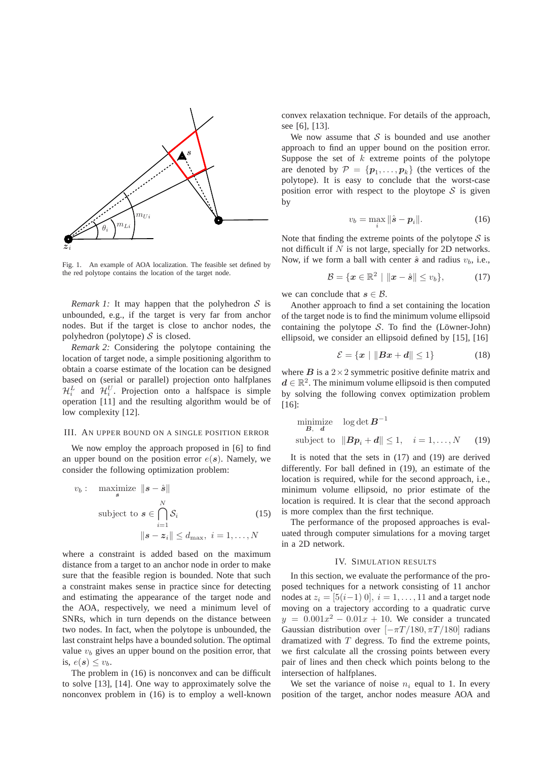Fig. 1. An example of AOA localization. The feasible set defined by the red polytope contains the location of the target node.

*Remark 1:* It may happen that the polyhedron $\mathcal{S}$ is unbounded, e.g., if the target is very far from anchor nodes. But if the target is close to anchor nodes, the polyhedron (polytope) $\mathcal{S}$ is closed.

*Remark 2:* Considering the polytope containing the location of target node, a simple positioning algorithm to obtain a coarse estimate of the location can be designed based on (serial or parallel) projection onto halfplanes $\mathcal{H}_i^L$ and $\mathcal{H}_i^U$. Projection onto a halfspace is simple operation [11] and the resulting algorithm would be of low complexity [12].

## III. An upper bound on a single position error

We now employ the approach proposed in [6] to find an upper bound on the position error $e(\boldsymbol{s})$. Namely, we consider the following optimization problem:

$$
\begin{aligned}
v_b: \quad & \underset{\boldsymbol{s}}{\text{maximize}} \;\; \|\boldsymbol{s} - \hat{\boldsymbol{s}}\| \\
& \text{subject to } \boldsymbol{s} \in \bigcap_{i=1}^{N} \mathcal{S}_i \\
& \qquad\qquad \|\boldsymbol{s} - \boldsymbol{z}_i\| \leq d_{\max}, \; i = 1, \ldots, N
\end{aligned}
\tag{15}
$$

where a constraint is added based on the maximum distance from a target to an anchor node in order to make sure that the feasible region is bounded. Note that such a constraint makes sense in practice since for detecting and estimating the appearance of the target node and the AOA, respectively, we need a minimum level of SNRs, which in turn depends on the distance between two nodes. In fact, when the polytope is unbounded, the last constraint helps have a bounded solution. The optimal value $v_b$ gives an upper bound on the position error, that is, $e(\boldsymbol{s}) \leq v_b$.

The problem in (16) is nonconvex and can be difficult to solve [13], [14]. One way to approximately solve the nonconvex problem in (16) is to employ a well-known convex relaxation technique. For details of the approach, see [6], [13].

We now assume that $\mathcal{S}$ is bounded and use another approach to find an upper bound on the position error. Suppose the set of $k$ extreme points of the polytope are denoted by $\mathcal{P} = \{\boldsymbol{p}_1, \ldots, \boldsymbol{p}_k\}$ (the vertices of the polytope). It is easy to conclude that the worst-case position error with respect to the ploytope $\mathcal{S}$ is given by

$$
v_b = \max_i \|\hat{\boldsymbol{s}} - \boldsymbol{p}_i\|. \tag{16}
$$

Note that finding the extreme points of the polytope $\mathcal{S}$ is not difficult if $N$ is not large, specially for 2D networks. Now, if we form a ball with center $\hat{\boldsymbol{s}}$ and radius $v_b$, i.e.,

$$
\mathcal{B} = \{\boldsymbol{x} \in \mathbb{R}^2 \mid \|\boldsymbol{x} - \hat{\boldsymbol{s}}\| \leq v_b\}, \tag{17}
$$

we can conclude that $\boldsymbol{s} \in \mathcal{B}$.

Another approach to find a set containing the location of the target node is to find the minimum volume ellipsoid containing the polytope $\mathcal{S}$. To find the (Löwner-John) ellipsoid, we consider an ellipsoid defined by [15], [16]

$$
\mathcal{E} = \{\boldsymbol{x} \mid \|\boldsymbol{B}\boldsymbol{x} + \boldsymbol{d}\| \leq 1\} \tag{18}
$$

where $\boldsymbol{B}$ is a $2 \times 2$ symmetric positive definite matrix and $\boldsymbol{d} \in \mathbb{R}^2$. The minimum volume ellipsoid is then computed by solving the following convex optimization problem [16]:

$$
\begin{aligned}
& \underset{\boldsymbol{B},\ \boldsymbol{d}}{\text{minimize}} \quad \log\det \boldsymbol{B}^{-1} \\
& \text{subject to } \;\; \|\boldsymbol{B}\boldsymbol{p}_i + \boldsymbol{d}\| \leq 1, \quad i = 1, \ldots, N
\end{aligned}
\tag{19}
$$

It is noted that the sets in (17) and (19) are derived differently. For ball defined in (19), an estimate of the location is required, while for the second approach, i.e., minimum volume ellipsoid, no prior estimate of the location is required. It is clear that the second approach is more complex than the first technique.

The performance of the proposed approaches is evaluated through computer simulations for a moving target in a 2D network.

## IV. Simulation results

In this section, we evaluate the performance of the proposed techniques for a network consisting of 11 anchor nodes at $z_i = [5(i-1)\ 0],\ i = 1, \ldots, 11$ and a target node moving on a trajectory according to a quadratic curve $y = 0.001x^2 - 0.01x + 10$. We consider a truncated Gaussian distribution over $[-\pi T/180, \pi T/180]$ radians dramatized with $T$ degress. To find the extreme points, we first calculate all the crossing points between every pair of lines and then check which points belong to the intersection of halfplanes.

We set the variance of noise $n_i$ equal to 1. In every position of the target, anchor nodes measure AOA and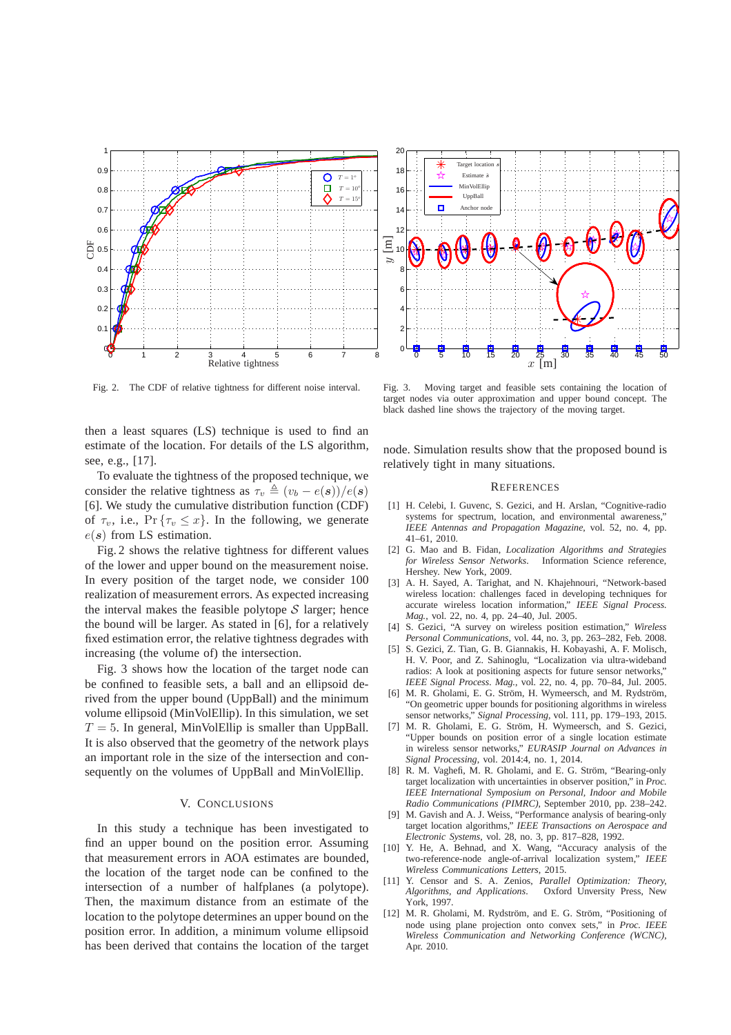Fig. 2. The CDF of relative tightness for different noise interval.

Fig. 3. Moving target and feasible sets containing the location of target nodes via outer approximation and upper bound concept. The black dashed line shows the trajectory of the moving target.

then a least squares (LS) technique is used to find an estimate of the location. For details of the LS algorithm, see, e.g., [17].

To evaluate the tightness of the proposed technique, we consider the relative tightness as $\tau_v \triangleq (v_b - e(\boldsymbol{s}))/e(\boldsymbol{s})$ [6]. We study the cumulative distribution function (CDF) of $\tau_v$, i.e., $\Pr\{\tau_v \leq x\}$. In the following, we generate $e(\boldsymbol{s})$ from LS estimation.

Fig. 2 shows the relative tightness for different values of the lower and upper bound on the measurement noise. In every position of the target node, we consider 100 realization of measurement errors. As expected increasing the interval makes the feasible polytope $\mathcal{S}$ larger; hence the bound will be larger. As stated in [6], for a relatively fixed estimation error, the relative tightness degrades with increasing (the volume of) the intersection.

Fig. 3 shows how the location of the target node can be confined to feasible sets, a ball and an ellipsoid derived from the upper bound (UppBall) and the minimum volume ellipsoid (MinVolEllip). In this simulation, we set $T = 5$. In general, MinVolEllip is smaller than UppBall. It is also observed that the geometry of the network plays an important role in the size of the intersection and consequently on the volumes of UppBall and MinVolEllip.

## V. Conclusions

In this study a technique has been investigated to find an upper bound on the position error. Assuming that measurement errors in AOA estimates are bounded, the location of the target node can be confined to the intersection of a number of halfplanes (a polytope). Then, the maximum distance from an estimate of the location to the polytope determines an upper bound on the position error. In addition, a minimum volume ellipsoid has been derived that contains the location of the target node. Simulation results show that the proposed bound is relatively tight in many situations.

## References

[1] H. Celebi, I. Guvenc, S. Gezici, and H. Arslan, "Cognitive-radio systems for spectrum, location, and environmental awareness," *IEEE Antennas and Propagation Magazine*, vol. 52, no. 4, pp. 41–61, 2010.

[2] G. Mao and B. Fidan, *Localization Algorithms and Strategies for Wireless Sensor Networks*. Information Science reference, Hershey. New York, 2009.

[3] A. H. Sayed, A. Tarighat, and N. Khajehnouri, "Network-based wireless location: challenges faced in developing techniques for accurate wireless location information," *IEEE Signal Process. Mag.*, vol. 22, no. 4, pp. 24–40, Jul. 2005.

[4] S. Gezici, "A survey on wireless position estimation," *Wireless Personal Communications*, vol. 44, no. 3, pp. 263–282, Feb. 2008.

[5] S. Gezici, Z. Tian, G. B. Giannakis, H. Kobayashi, A. F. Molisch, H. V. Poor, and Z. Sahinoglu, "Localization via ultra-wideband radios: A look at positioning aspects for future sensor networks," *IEEE Signal Process. Mag.*, vol. 22, no. 4, pp. 70–84, Jul. 2005.

[6] M. R. Gholami, E. G. Ström, H. Wymeersch, and M. Rydström, "On geometric upper bounds for positioning algorithms in wireless sensor networks," *Signal Processing*, vol. 111, pp. 179–193, 2015.

[7] M. R. Gholami, E. G. Ström, H. Wymeersch, and S. Gezici, "Upper bounds on position error of a single location estimate in wireless sensor networks," *EURASIP Journal on Advances in Signal Processing*, vol. 2014:4, no. 1, 2014.

[8] R. M. Vaghefi, M. R. Gholami, and E. G. Ström, "Bearing-only target localization with uncertainties in observer position," in *Proc. IEEE International Symposium on Personal, Indoor and Mobile Radio Communications (PIMRC)*, September 2010, pp. 238–242.

[9] M. Gavish and A. J. Weiss, "Performance analysis of bearing-only target location algorithms," *IEEE Transactions on Aerospace and Electronic Systems*, vol. 28, no. 3, pp. 817–828, 1992.

[10] Y. He, A. Behnad, and X. Wang, "Accuracy analysis of the two-reference-node angle-of-arrival localization system," *IEEE Wireless Communications Letters*, 2015.

[11] Y. Censor and S. A. Zenios, *Parallel Optimization: Theory, Algorithms, and Applications*. Oxford Unversity Press, New York, 1997.

[12] M. R. Gholami, M. Rydström, and E. G. Ström, "Positioning of node using plane projection onto convex sets," in *Proc. IEEE Wireless Communication and Networking Conference (WCNC)*, Apr. 2010.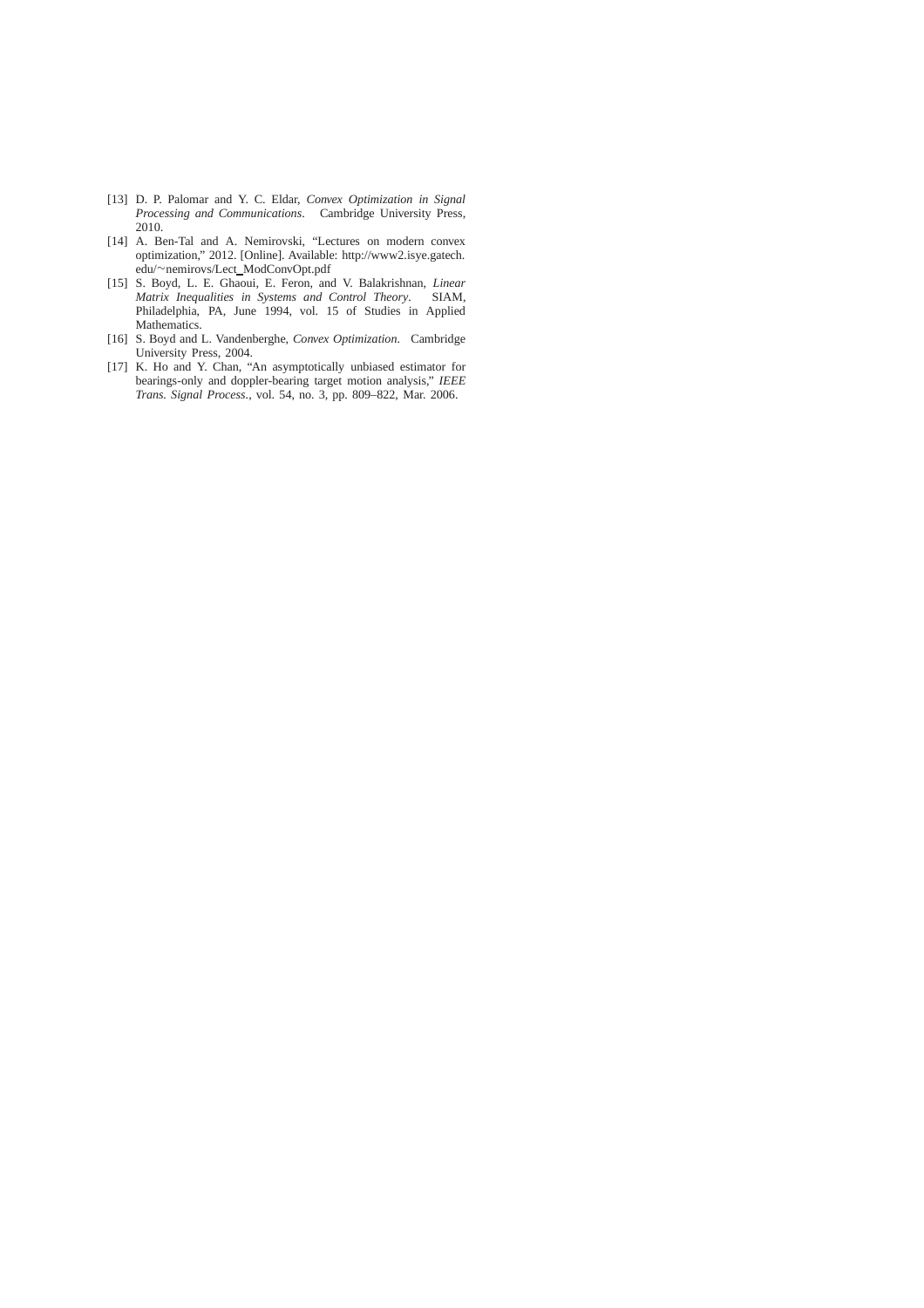[13] D. P. Palomar and Y. C. Eldar, *Convex Optimization in Signal Processing and Communications*. Cambridge University Press, 2010.

[14] A. Ben-Tal and A. Nemirovski, "Lectures on modern convex optimization," 2012. [Online]. Available: http://www2.isye.gatech.edu/~nemirovs/Lect_ModConvOpt.pdf

[15] S. Boyd, L. E. Ghaoui, E. Feron, and V. Balakrishnan, *Linear Matrix Inequalities in Systems and Control Theory*. SIAM, Philadelphia, PA, June 1994, vol. 15 of Studies in Applied Mathematics.

[16] S. Boyd and L. Vandenberghe, *Convex Optimization*. Cambridge University Press, 2004.

[17] K. Ho and Y. Chan, "An asymptotically unbiased estimator for bearings-only and doppler-bearing target motion analysis," *IEEE Trans. Signal Process.*, vol. 54, no. 3, pp. 809–822, Mar. 2006.